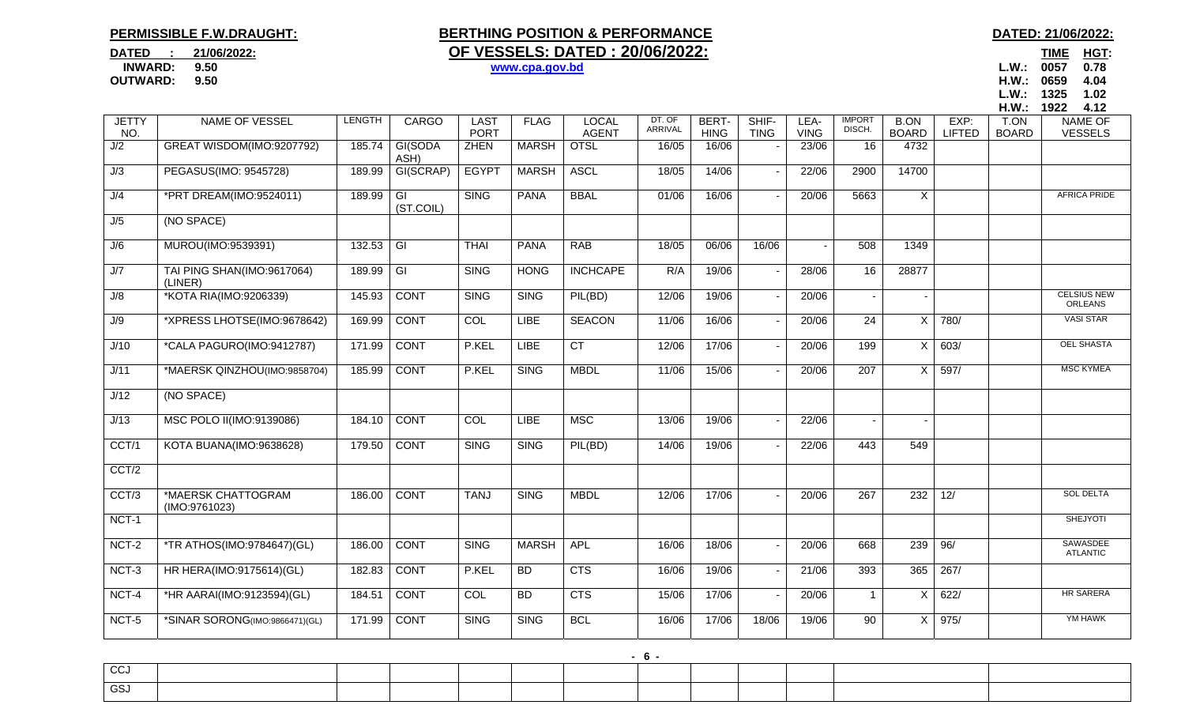**PERMISSIBLE F.W.DRAUGHT:**

**DATED : 21/06/2022:**
**INWARD: 9.50**
**OUTWARD: 9.50**

# BERTHING POSITION & PERFORMANCE OF VESSELS: DATED : 20/06/2022:

**www.cpa.gov.bd**

**DATED: 21/06/2022:**

| | TIME | HGT: |
|---|---|---|
| L.W.: | 0057 | 0.78 |
| H.W.: | 0659 | 4.04 |
| L.W.: | 1325 | 1.02 |
| H.W.: | 1922 | 4.12 |

| JETTY NO. | NAME OF VESSEL | LENGTH | CARGO | LAST PORT | FLAG | LOCAL AGENT | DT. OF ARRIVAL | BERT-HING | SHIF-TING | LEA-VING | IMPORT DISCH. | B.ON BOARD | EXP: LIFTED | T.ON BOARD | NAME OF VESSELS |
|---|---|---|---|---|---|---|---|---|---|---|---|---|---|---|---|
| J/2 | GREAT WISDOM(IMO:9207792) | 185.74 | GI(SODA ASH) | ZHEN | MARSH | OTSL | 16/05 | 16/06 | - | 23/06 | 16 | 4732 | | | |
| J/3 | PEGASUS(IMO: 9545728) | 189.99 | GI(SCRAP) | EGYPT | MARSH | ASCL | 18/05 | 14/06 | - | 22/06 | 2900 | 14700 | | | |
| J/4 | *PRT DREAM(IMO:9524011) | 189.99 | GI (ST.COIL) | SING | PANA | BBAL | 01/06 | 16/06 | - | 20/06 | 5663 | X | | | AFRICA PRIDE |
| J/5 | (NO SPACE) | | | | | | | | | | | | | | |
| J/6 | MUROU(IMO:9539391) | 132.53 | GI | THAI | PANA | RAB | 18/05 | 06/06 | 16/06 | - | 508 | 1349 | | | |
| J/7 | TAI PING SHAN(IMO:9617064) (LINER) | 189.99 | GI | SING | HONG | INCHCAPE | R/A | 19/06 | - | 28/06 | 16 | 28877 | | | |
| J/8 | *KOTA RIA(IMO:9206339) | 145.93 | CONT | SING | SING | PIL(BD) | 12/06 | 19/06 | - | 20/06 | - | - | | | CELSIUS NEW ORLEANS |
| J/9 | *XPRESS LHOTSE(IMO:9678642) | 169.99 | CONT | COL | LIBE | SEACON | 11/06 | 16/06 | - | 20/06 | 24 | X | 780/ | | VASI STAR |
| J/10 | *CALA PAGURO(IMO:9412787) | 171.99 | CONT | P.KEL | LIBE | CT | 12/06 | 17/06 | - | 20/06 | 199 | X | 603/ | | OEL SHASTA |
| J/11 | *MAERSK QINZHOU(IMO:9858704) | 185.99 | CONT | P.KEL | SING | MBDL | 11/06 | 15/06 | - | 20/06 | 207 | X | 597/ | | MSC KYMEA |
| J/12 | (NO SPACE) | | | | | | | | | | | | | | |
| J/13 | MSC POLO II(IMO:9139086) | 184.10 | CONT | COL | LIBE | MSC | 13/06 | 19/06 | - | 22/06 | - | - | | | |
| CCT/1 | KOTA BUANA(IMO:9638628) | 179.50 | CONT | SING | SING | PIL(BD) | 14/06 | 19/06 | - | 22/06 | 443 | 549 | | | |
| CCT/2 | | | | | | | | | | | | | | | |
| CCT/3 | *MAERSK CHATTOGRAM (IMO:9761023) | 186.00 | CONT | TANJ | SING | MBDL | 12/06 | 17/06 | - | 20/06 | 267 | 232 | 12/ | | SOL DELTA |
| NCT-1 | | | | | | | | | | | | | | | SHEJYOTI |
| NCT-2 | *TR ATHOS(IMO:9784647)(GL) | 186.00 | CONT | SING | MARSH | APL | 16/06 | 18/06 | - | 20/06 | 668 | 239 | 96/ | | SAWASDEE ATLANTIC |
| NCT-3 | HR HERA(IMO:9175614)(GL) | 182.83 | CONT | P.KEL | BD | CTS | 16/06 | 19/06 | - | 21/06 | 393 | 365 | 267/ | | |
| NCT-4 | *HR AARAI(IMO:9123594)(GL) | 184.51 | CONT | COL | BD | CTS | 15/06 | 17/06 | - | 20/06 | 1 | X | 622/ | | HR SARERA |
| NCT-5 | *SINAR SORONG(IMO:9866471)(GL) | 171.99 | CONT | SING | SING | BCL | 16/06 | 17/06 | 18/06 | 19/06 | 90 | X | 975/ | | YM HAWK |
| CCJ | | | | | | | | | | | | | | | |
| GSJ | | | | | | | | | | | | | | | |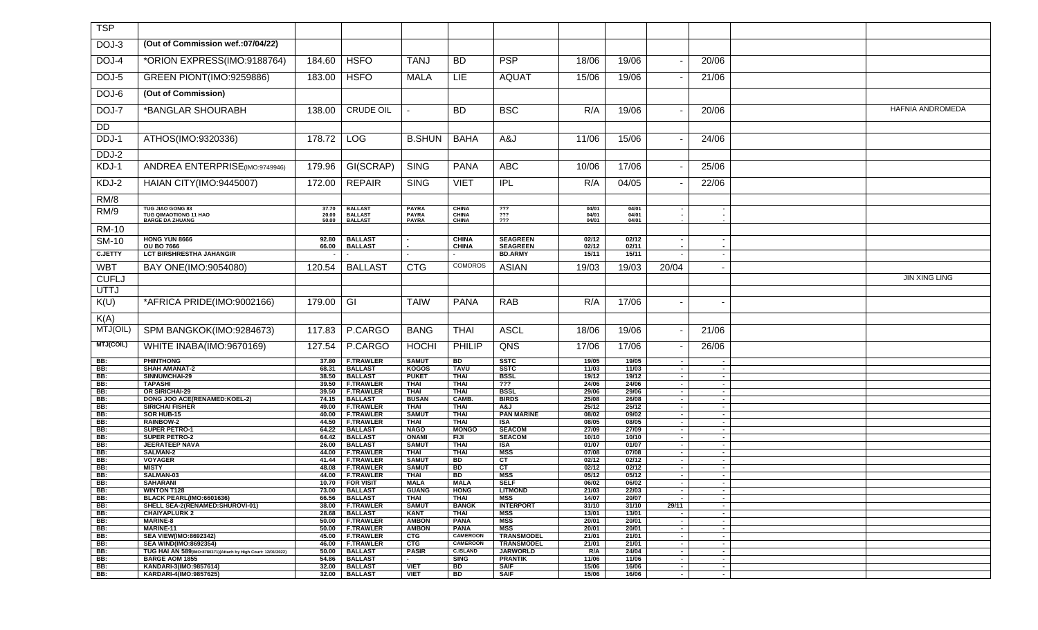| | | | | | | | | | | | | |
|---|---|---|---|---|---|---|---|---|---|---|---|---|
| TSP | | | | | | | | | | | | |
| DOJ-3 | (Out of Commission wef.:07/04/22) | | | | | | | | | | | |
| DOJ-4 | *ORION EXPRESS(IMO:9188764) | 184.60 | HSFO | TANJ | BD | PSP | 18/06 | 19/06 | - | 20/06 | | |
| DOJ-5 | GREEN PIONT(IMO:9259886) | 183.00 | HSFO | MALA | LIE | AQUAT | 15/06 | 19/06 | - | 21/06 | | |
| DOJ-6 | (Out of Commission) | | | | | | | | | | | |
| DOJ-7 | *BANGLAR SHOURABH | 138.00 | CRUDE OIL | - | BD | BSC | R/A | 19/06 | - | 20/06 | | HAFNIA ANDROMEDA |
| DD | | | | | | | | | | | | |
| DDJ-1 | ATHOS(IMO:9320336) | 178.72 | LOG | B.SHUN | BAHA | A&J | 11/06 | 15/06 | - | 24/06 | | |
| DDJ-2 | | | | | | | | | | | | |
| KDJ-1 | ANDREA ENTERPRISE(IMO:9749946) | 179.96 | GI(SCRAP) | SING | PANA | ABC | 10/06 | 17/06 | - | 25/06 | | |
| KDJ-2 | HAIAN CITY(IMO:9445007) | 172.00 | REPAIR | SING | VIET | IPL | R/A | 04/05 | - | 22/06 | | |
| RM/8 | | | | | | | | | | | | |
| RM/9 | TUG JIAO GONG 83 | 37.70 | BALLAST | PAYRA | CHINA | ??? | 04/01 | 04/01 | - | - | | |
| | TUG QIMAOTIONG 11 HAO | 20.00 | BALLAST | PAYRA | CHINA | ??? | 04/01 | 04/01 | - | - | | |
| | BARGE DA ZHUANG | 50.00 | BALLAST | PAYRA | CHINA | ??? | 04/01 | 04/01 | - | - | | |
| RM-10 | | | | | | | | | | | | |
| SM-10 | HONG YUN 8666 | 92.80 | BALLAST | - | CHINA | SEAGREEN | 02/12 | 02/12 | - | - | | |
| | OU BO 7666 | 66.00 | BALLAST | - | CHINA | SEAGREEN | 02/12 | 02/11 | - | - | | |
| C.JETTY | LCT BIRSHRESTHA JAHANGIR | - | - | - | - | BD.ARMY | 15/11 | 15/11 | - | - | | |
| WBT | BAY ONE(IMO:9054080) | 120.54 | BALLAST | CTG | COMOROS | ASIAN | 19/03 | 19/03 | 20/04 | - | | |
| CUFLJ | | | | | | | | | | | | JIN XING LING |
| UTTJ | | | | | | | | | | | | |
| K(U) | *AFRICA PRIDE(IMO:9002166) | 179.00 | GI | TAIW | PANA | RAB | R/A | 17/06 | - | - | | |
| K(A) | | | | | | | | | | | | |
| MTJ(OIL) | SPM BANGKOK(IMO:9284673) | 117.83 | P.CARGO | BANG | THAI | ASCL | 18/06 | 19/06 | - | 21/06 | | |
| MTJ(COIL) | WHITE INABA(IMO:9670169) | 127.54 | P.CARGO | HOCHI | PHILIP | QNS | 17/06 | 17/06 | - | 26/06 | | |
| BB: | PHINTHONG | 37.80 | F.TRAWLER | SAMUT | BD | SSTC | 19/05 | 19/05 | - | - | | |
| BB: | SHAH AMANAT-2 | 68.31 | BALLAST | KOGOS | TAVU | SSTC | 11/03 | 11/03 | - | - | | |
| BB: | SINNUMCHAI-29 | 38.50 | BALLAST | PUKET | THAI | BSSL | 19/12 | 19/12 | - | - | | |
| BB: | TAPASHI | 39.50 | F.TRAWLER | THAI | THAI | ??? | 24/06 | 24/06 | - | - | | |
| BB: | OR SIRICHAI-29 | 39.50 | F.TRAWLER | THAI | THAI | BSSL | 29/06 | 29/06 | - | - | | |
| BB: | DONG JOO ACE(RENAMED:KOEL-2) | 74.15 | BALLAST | BUSAN | CAMB. | BIRDS | 25/08 | 26/08 | - | - | | |
| BB: | SIRICHAI FISHER | 49.00 | F.TRAWLER | THAI | THAI | A&J | 25/12 | 25/12 | - | - | | |
| BB: | SOR HUB-15 | 40.00 | F.TRAWLER | SAMUT | THAI | PAN MARINE | 08/02 | 09/02 | - | - | | |
| BB: | RAINBOW-2 | 44.50 | F.TRAWLER | THAI | THAI | ISA | 08/05 | 08/05 | - | - | | |
| BB: | SUPER PETRO-1 | 64.22 | BALLAST | NAGO | MONGO | SEACOM | 27/09 | 27/09 | - | - | | |
| BB: | SUPER PETRO-2 | 64.42 | BALLAST | ONAMI | FIJI | SEACOM | 10/10 | 10/10 | - | - | | |
| BB: | JEERATEEP NAVA | 26.00 | BALLAST | SAMUT | THAI | ISA | 01/07 | 01/07 | - | - | | |
| BB: | SALMAN-2 | 44.00 | F.TRAWLER | THAI | THAI | MSS | 07/08 | 07/08 | - | - | | |
| BB: | VOYAGER | 41.44 | F.TRAWLER | SAMUT | BD | CT | 02/12 | 02/12 | - | - | | |
| BB: | MISTY | 48.08 | F.TRAWLER | SAMUT | BD | CT | 02/12 | 02/12 | - | - | | |
| BB: | SALMAN-03 | 44.00 | F.TRAWLER | THAI | BD | MSS | 05/12 | 05/12 | - | - | | |
| BB: | SAHARANI | 10.70 | FOR VISIT | MALA | MALA | SELF | 06/02 | 06/02 | - | - | | |
| BB: | WINTON T128 | 73.00 | BALLAST | GUANG | HONG | LITMOND | 21/03 | 22/03 | - | - | | |
| BB: | BLACK PEARL(IMO:6601636) | 66.56 | BALLAST | THAI | THAI | MSS | 14/07 | 20/07 | - | - | | |
| BB: | SHELL SEA-2(RENAMED:SHUROVI-01) | 38.00 | F.TRAWLER | SAMUT | BANGK | INTERPORT | 31/10 | 31/10 | 29/11 | - | | |
| BB: | CHAIYAPLURK 2 | 28.68 | BALLAST | KANT | THAI | MSS | 13/01 | 13/01 | - | - | | |
| BB: | MARINE-8 | 50.00 | F.TRAWLER | AMBON | PANA | MSS | 20/01 | 20/01 | - | - | | |
| BB: | MARINE-11 | 50.00 | F.TRAWLER | AMBON | PANA | MSS | 20/01 | 20/01 | - | - | | |
| BB: | SEA VIEW(IMO:8692342) | 45.00 | F.TRAWLER | CTG | CAMEROON | TRANSMODEL | 21/01 | 21/01 | - | - | | |
| BB: | SEA WIND(IMO:8692354) | 46.00 | F.TRAWLER | CTG | CAMEROON | TRANSMODEL | 21/01 | 21/01 | - | - | | |
| BB: | TUG HAI AN 589(IMO:8780371)(Attach by High Court: 12/01/2022) | 50.00 | BALLAST | PASIR | C.ISLAND | JARWORLD | R/A | 24/04 | - | - | | |
| BB: | BARGE AOM 1855 | 54.86 | BALLAST | - | SING | PRANTIK | 11/06 | 11/06 | - | - | | |
| BB: | KANDARI-3(IMO:9857614) | 32.00 | BALLAST | VIET | BD | SAIF | 15/06 | 16/06 | - | - | | |
| BB: | KARDARI-4(IMO:9857625) | 32.00 | BALLAST | VIET | BD | SAIF | 15/06 | 16/06 | - | - | | |